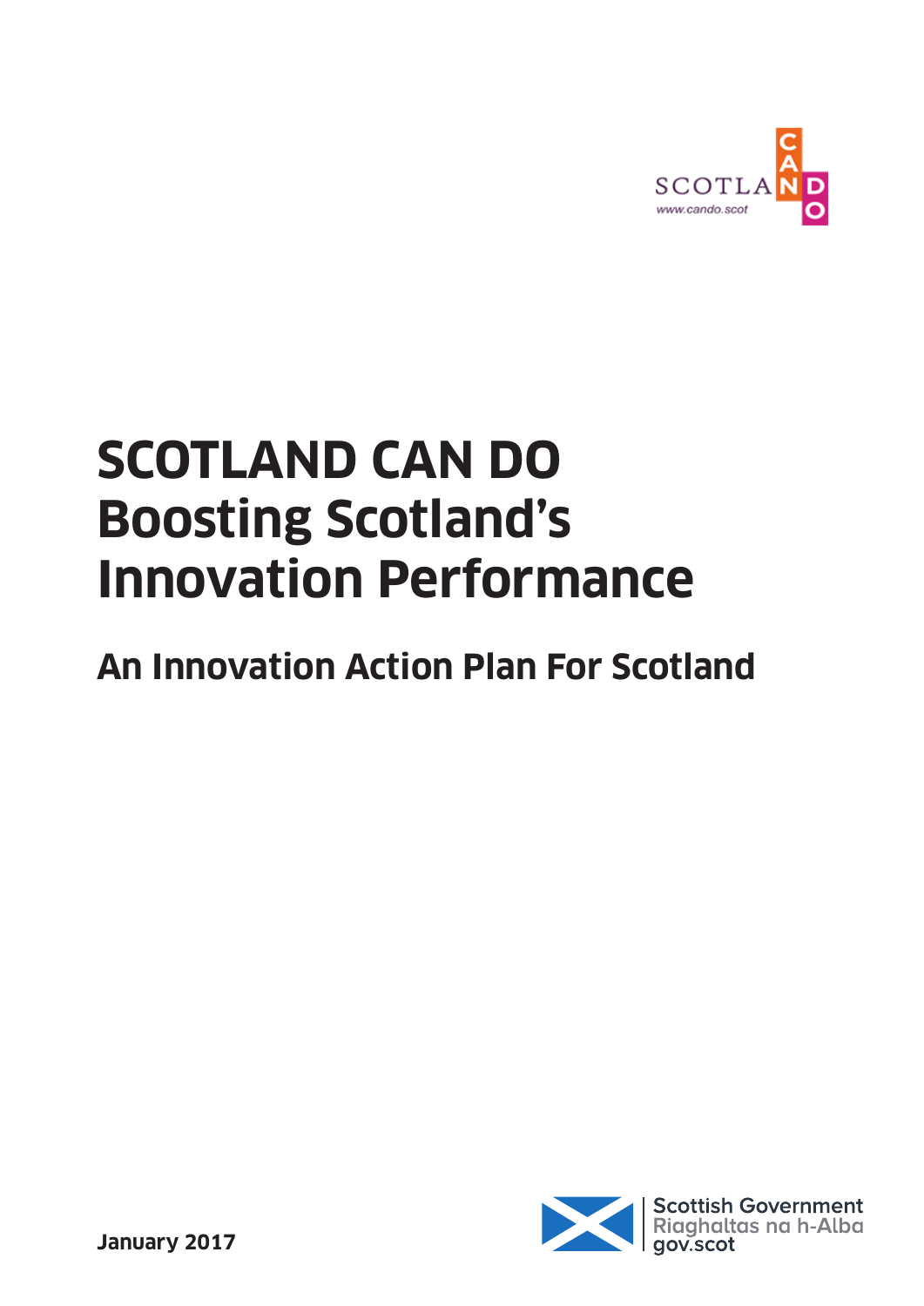SCOTLAND CAN DO

www.cando.scot

# SCOTLAND CAN DO Boosting Scotland's Innovation Performance

## An Innovation Action Plan For Scotland

**January 2017**

Scottish Government
Riaghaltas na h-Alba
gov.scot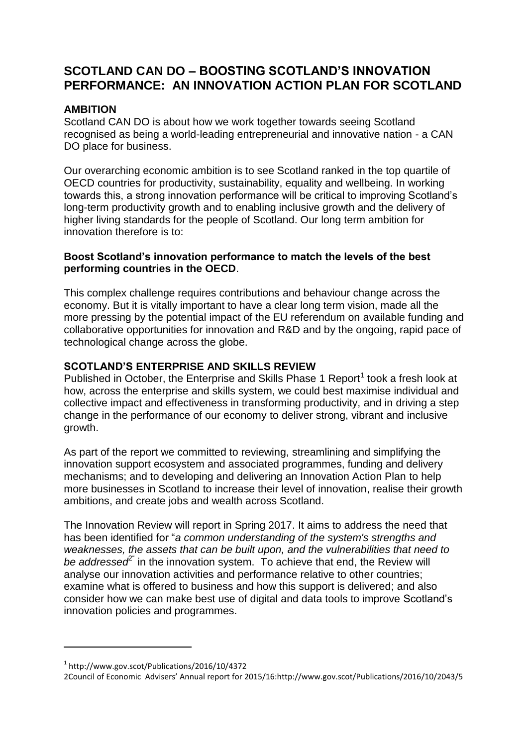# SCOTLAND CAN DO – BOOSTING SCOTLAND'S INNOVATION PERFORMANCE: AN INNOVATION ACTION PLAN FOR SCOTLAND

## AMBITION

Scotland CAN DO is about how we work together towards seeing Scotland recognised as being a world-leading entrepreneurial and innovative nation - a CAN DO place for business.

Our overarching economic ambition is to see Scotland ranked in the top quartile of OECD countries for productivity, sustainability, equality and wellbeing. In working towards this, a strong innovation performance will be critical to improving Scotland's long-term productivity growth and to enabling inclusive growth and the delivery of higher living standards for the people of Scotland. Our long term ambition for innovation therefore is to:

**Boost Scotland's innovation performance to match the levels of the best performing countries in the OECD**.

This complex challenge requires contributions and behaviour change across the economy. But it is vitally important to have a clear long term vision, made all the more pressing by the potential impact of the EU referendum on available funding and collaborative opportunities for innovation and R&D and by the ongoing, rapid pace of technological change across the globe.

## SCOTLAND'S ENTERPRISE AND SKILLS REVIEW

Published in October, the Enterprise and Skills Phase 1 Report[1] took a fresh look at how, across the enterprise and skills system, we could best maximise individual and collective impact and effectiveness in transforming productivity, and in driving a step change in the performance of our economy to deliver strong, vibrant and inclusive growth.

As part of the report we committed to reviewing, streamlining and simplifying the innovation support ecosystem and associated programmes, funding and delivery mechanisms; and to developing and delivering an Innovation Action Plan to help more businesses in Scotland to increase their level of innovation, realise their growth ambitions, and create jobs and wealth across Scotland.

The Innovation Review will report in Spring 2017. It aims to address the need that has been identified for "*a common understanding of the system's strengths and weaknesses, the assets that can be built upon, and the vulnerabilities that need to be addressed*[2]" in the innovation system. To achieve that end, the Review will analyse our innovation activities and performance relative to other countries; examine what is offered to business and how this support is delivered; and also consider how we can make best use of digital and data tools to improve Scotland's innovation policies and programmes.

---

[1] http://www.gov.scot/Publications/2016/10/4372

2Council of Economic Advisers' Annual report for 2015/16:http://www.gov.scot/Publications/2016/10/2043/5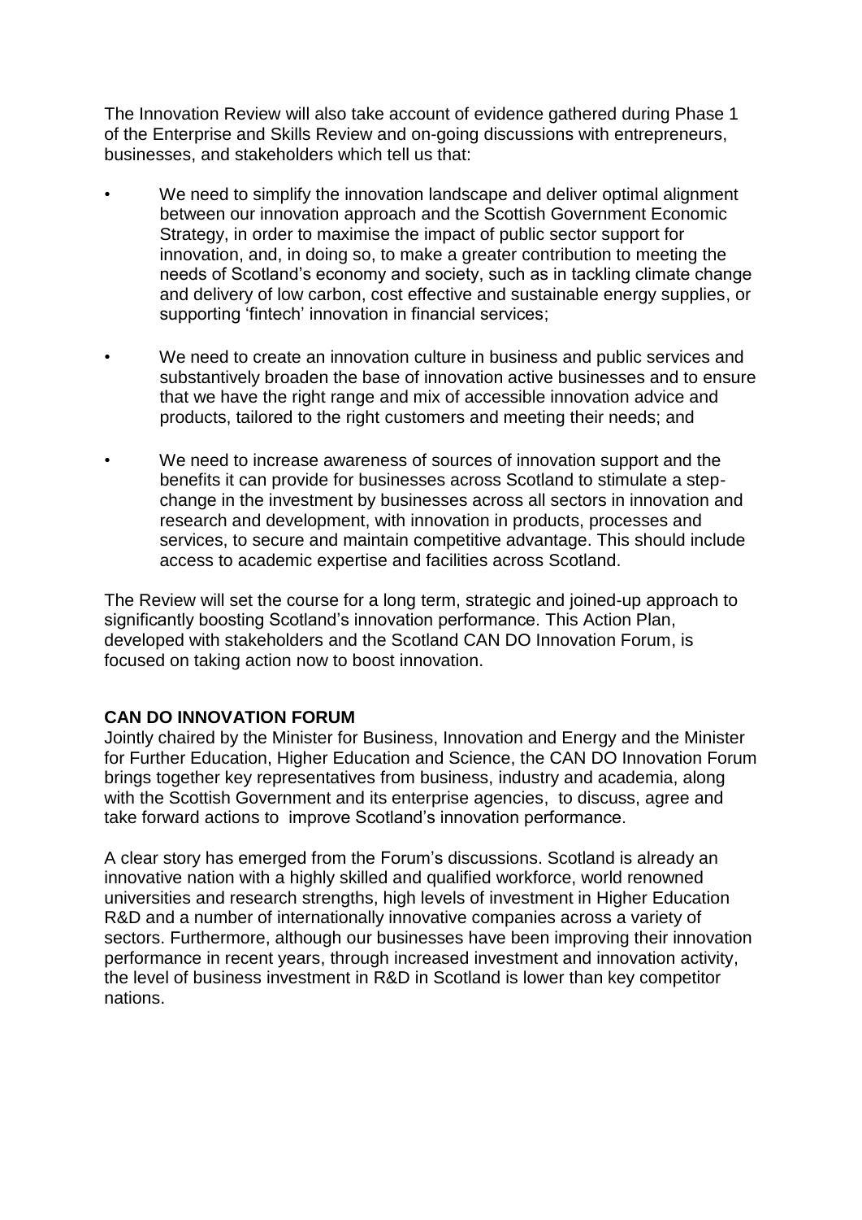The Innovation Review will also take account of evidence gathered during Phase 1 of the Enterprise and Skills Review and on-going discussions with entrepreneurs, businesses, and stakeholders which tell us that:

- We need to simplify the innovation landscape and deliver optimal alignment between our innovation approach and the Scottish Government Economic Strategy, in order to maximise the impact of public sector support for innovation, and, in doing so, to make a greater contribution to meeting the needs of Scotland's economy and society, such as in tackling climate change and delivery of low carbon, cost effective and sustainable energy supplies, or supporting 'fintech' innovation in financial services;

- We need to create an innovation culture in business and public services and substantively broaden the base of innovation active businesses and to ensure that we have the right range and mix of accessible innovation advice and products, tailored to the right customers and meeting their needs; and

- We need to increase awareness of sources of innovation support and the benefits it can provide for businesses across Scotland to stimulate a step-change in the investment by businesses across all sectors in innovation and research and development, with innovation in products, processes and services, to secure and maintain competitive advantage. This should include access to academic expertise and facilities across Scotland.

The Review will set the course for a long term, strategic and joined-up approach to significantly boosting Scotland's innovation performance. This Action Plan, developed with stakeholders and the Scotland CAN DO Innovation Forum, is focused on taking action now to boost innovation.

**CAN DO INNOVATION FORUM**

Jointly chaired by the Minister for Business, Innovation and Energy and the Minister for Further Education, Higher Education and Science, the CAN DO Innovation Forum brings together key representatives from business, industry and academia, along with the Scottish Government and its enterprise agencies, to discuss, agree and take forward actions to improve Scotland's innovation performance.

A clear story has emerged from the Forum's discussions. Scotland is already an innovative nation with a highly skilled and qualified workforce, world renowned universities and research strengths, high levels of investment in Higher Education R&D and a number of internationally innovative companies across a variety of sectors. Furthermore, although our businesses have been improving their innovation performance in recent years, through increased investment and innovation activity, the level of business investment in R&D in Scotland is lower than key competitor nations.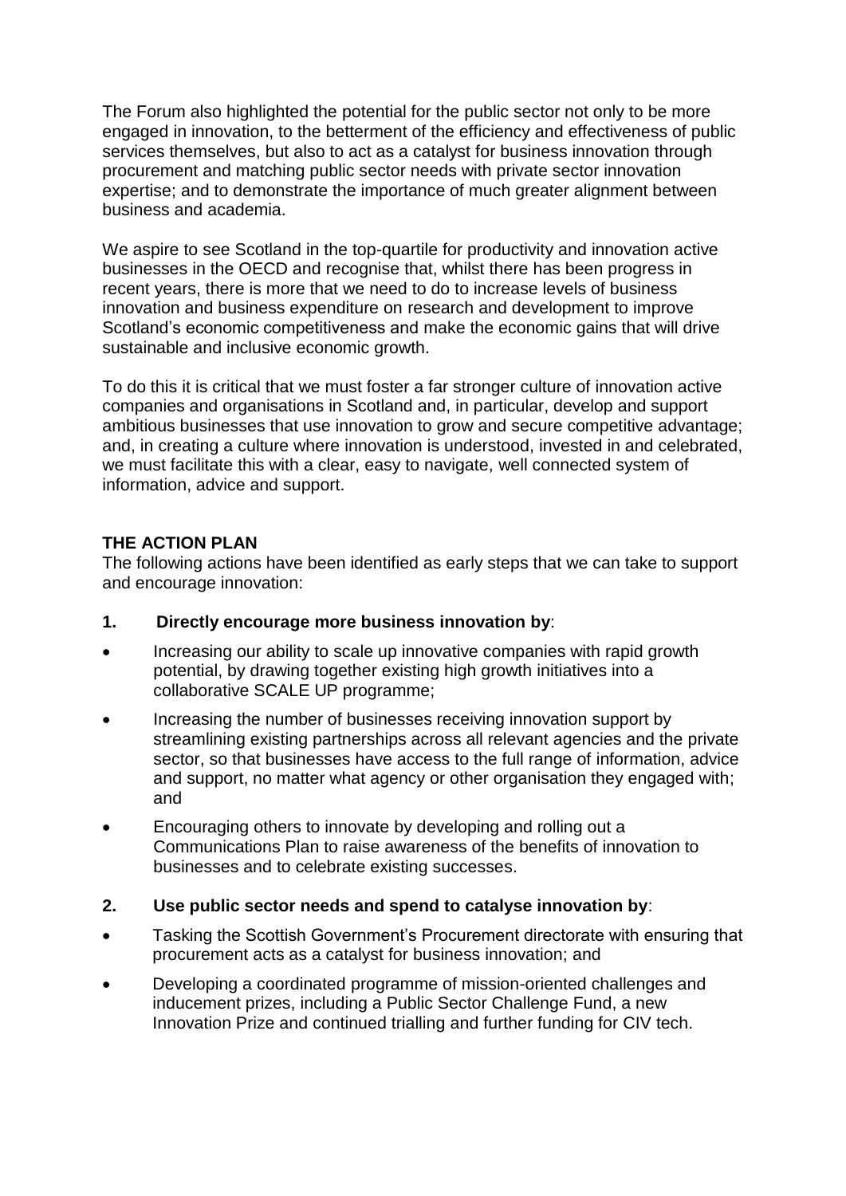The Forum also highlighted the potential for the public sector not only to be more engaged in innovation, to the betterment of the efficiency and effectiveness of public services themselves, but also to act as a catalyst for business innovation through procurement and matching public sector needs with private sector innovation expertise; and to demonstrate the importance of much greater alignment between business and academia.

We aspire to see Scotland in the top-quartile for productivity and innovation active businesses in the OECD and recognise that, whilst there has been progress in recent years, there is more that we need to do to increase levels of business innovation and business expenditure on research and development to improve Scotland's economic competitiveness and make the economic gains that will drive sustainable and inclusive economic growth.

To do this it is critical that we must foster a far stronger culture of innovation active companies and organisations in Scotland and, in particular, develop and support ambitious businesses that use innovation to grow and secure competitive advantage; and, in creating a culture where innovation is understood, invested in and celebrated, we must facilitate this with a clear, easy to navigate, well connected system of information, advice and support.

## THE ACTION PLAN

The following actions have been identified as early steps that we can take to support and encourage innovation:

**1. Directly encourage more business innovation by**:

- Increasing our ability to scale up innovative companies with rapid growth potential, by drawing together existing high growth initiatives into a collaborative SCALE UP programme;
- Increasing the number of businesses receiving innovation support by streamlining existing partnerships across all relevant agencies and the private sector, so that businesses have access to the full range of information, advice and support, no matter what agency or other organisation they engaged with; and
- Encouraging others to innovate by developing and rolling out a Communications Plan to raise awareness of the benefits of innovation to businesses and to celebrate existing successes.

**2. Use public sector needs and spend to catalyse innovation by**:

- Tasking the Scottish Government's Procurement directorate with ensuring that procurement acts as a catalyst for business innovation; and
- Developing a coordinated programme of mission-oriented challenges and inducement prizes, including a Public Sector Challenge Fund, a new Innovation Prize and continued trialling and further funding for CIV tech.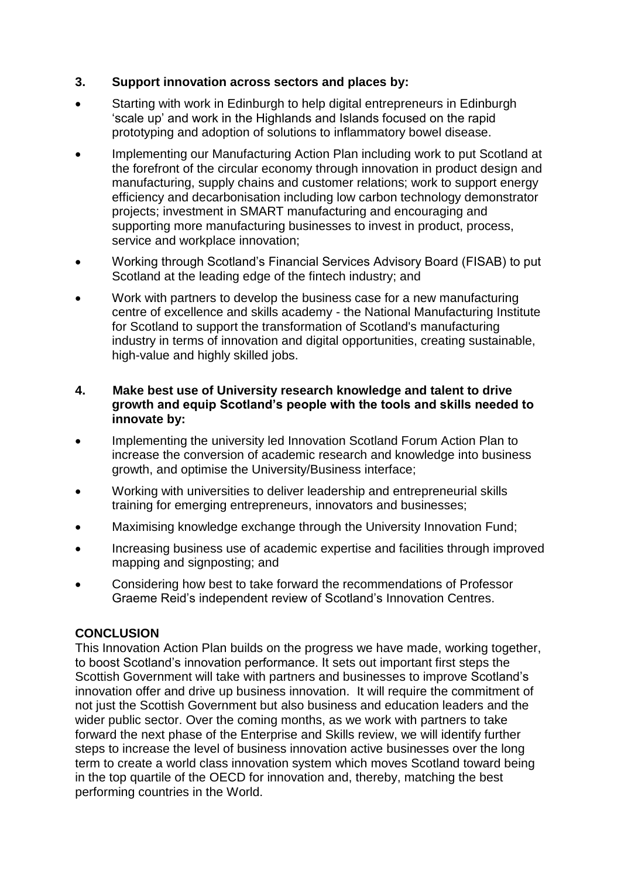**3. Support innovation across sectors and places by:**

- Starting with work in Edinburgh to help digital entrepreneurs in Edinburgh 'scale up' and work in the Highlands and Islands focused on the rapid prototyping and adoption of solutions to inflammatory bowel disease.
- Implementing our Manufacturing Action Plan including work to put Scotland at the forefront of the circular economy through innovation in product design and manufacturing, supply chains and customer relations; work to support energy efficiency and decarbonisation including low carbon technology demonstrator projects; investment in SMART manufacturing and encouraging and supporting more manufacturing businesses to invest in product, process, service and workplace innovation;
- Working through Scotland's Financial Services Advisory Board (FISAB) to put Scotland at the leading edge of the fintech industry; and
- Work with partners to develop the business case for a new manufacturing centre of excellence and skills academy - the National Manufacturing Institute for Scotland to support the transformation of Scotland's manufacturing industry in terms of innovation and digital opportunities, creating sustainable, high-value and highly skilled jobs.

**4. Make best use of University research knowledge and talent to drive growth and equip Scotland's people with the tools and skills needed to innovate by:**

- Implementing the university led Innovation Scotland Forum Action Plan to increase the conversion of academic research and knowledge into business growth, and optimise the University/Business interface;
- Working with universities to deliver leadership and entrepreneurial skills training for emerging entrepreneurs, innovators and businesses;
- Maximising knowledge exchange through the University Innovation Fund;
- Increasing business use of academic expertise and facilities through improved mapping and signposting; and
- Considering how best to take forward the recommendations of Professor Graeme Reid's independent review of Scotland's Innovation Centres.

**CONCLUSION**

This Innovation Action Plan builds on the progress we have made, working together, to boost Scotland's innovation performance. It sets out important first steps the Scottish Government will take with partners and businesses to improve Scotland's innovation offer and drive up business innovation. It will require the commitment of not just the Scottish Government but also business and education leaders and the wider public sector. Over the coming months, as we work with partners to take forward the next phase of the Enterprise and Skills review, we will identify further steps to increase the level of business innovation active businesses over the long term to create a world class innovation system which moves Scotland toward being in the top quartile of the OECD for innovation and, thereby, matching the best performing countries in the World.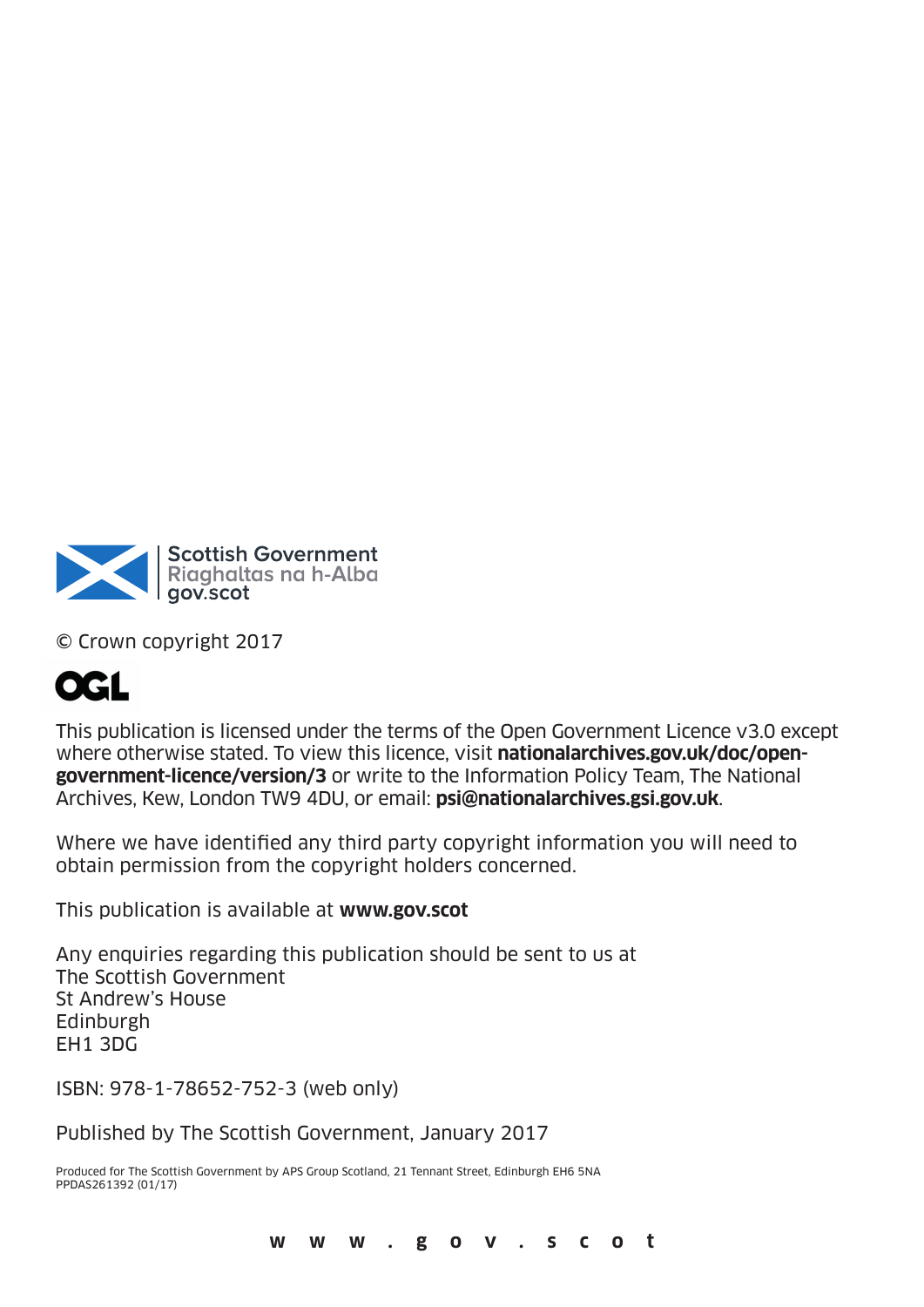Scottish Government
Riaghaltas na h-Alba
gov.scot

© Crown copyright 2017

OGL

This publication is licensed under the terms of the Open Government Licence v3.0 except where otherwise stated. To view this licence, visit **nationalarchives.gov.uk/doc/open-government-licence/version/3** or write to the Information Policy Team, The National Archives, Kew, London TW9 4DU, or email: **psi@nationalarchives.gsi.gov.uk**.

Where we have identified any third party copyright information you will need to obtain permission from the copyright holders concerned.

This publication is available at **www.gov.scot**

Any enquiries regarding this publication should be sent to us at
The Scottish Government
St Andrew's House
Edinburgh
EH1 3DG

ISBN: 978-1-78652-752-3 (web only)

Published by The Scottish Government, January 2017

Produced for The Scottish Government by APS Group Scotland, 21 Tennant Street, Edinburgh EH6 5NA
PPDAS261392 (01/17)

**w w w . g o v . s c o t**